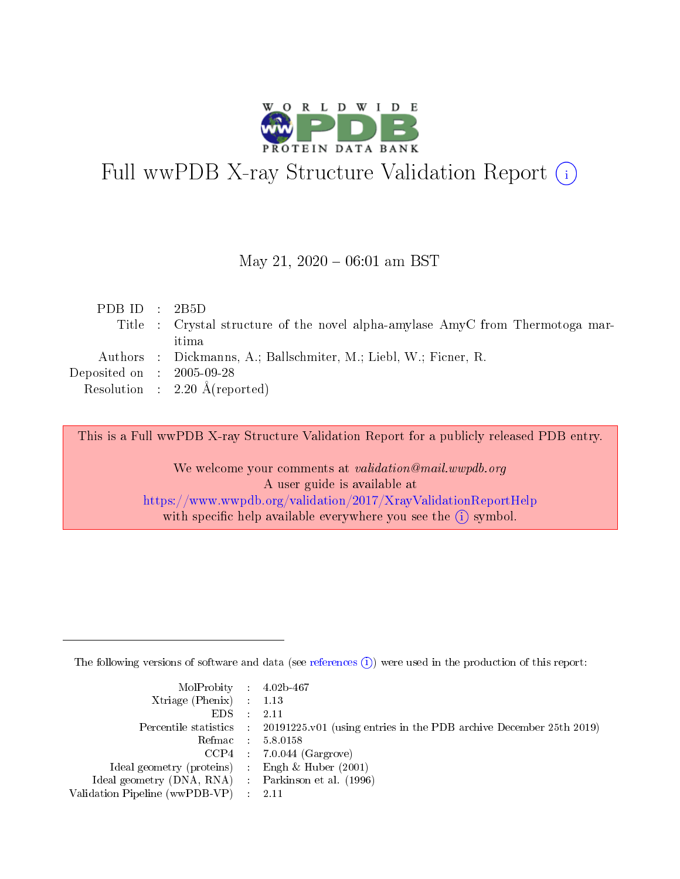# Full wwPDB X-ray Structure Validation Report (i)

May 21, 2020 – 06:01 am BST

| | | |
|---|---|---|
| PDB ID | : | 2B5D |
| Title | : | Crystal structure of the novel alpha-amylase AmyC from Thermotoga maritima |
| Authors | : | Dickmanns, A.; Ballschmiter, M.; Liebl, W.; Ficner, R. |
| Deposited on | : | 2005-09-28 |
| Resolution | : | 2.20 Å(reported) |

This is a Full wwPDB X-ray Structure Validation Report for a publicly released PDB entry.

We welcome your comments at *validation@mail.wwpdb.org*
A user guide is available at
https://www.wwpdb.org/validation/2017/XrayValidationReportHelp
with specific help available everywhere you see the (i) symbol.

---

The following versions of software and data (see references (i)) were used in the production of this report:

| | | |
|---|---|---|
| MolProbity | : | 4.02b-467 |
| Xtriage (Phenix) | : | 1.13 |
| EDS | : | 2.11 |
| Percentile statistics | : | 20191225.v01 (using entries in the PDB archive December 25th 2019) |
| Refmac | : | 5.8.0158 |
| CCP4 | : | 7.0.044 (Gargrove) |
| Ideal geometry (proteins) | : | Engh & Huber (2001) |
| Ideal geometry (DNA, RNA) | : | Parkinson et al. (1996) |
| Validation Pipeline (wwPDB-VP) | : | 2.11 |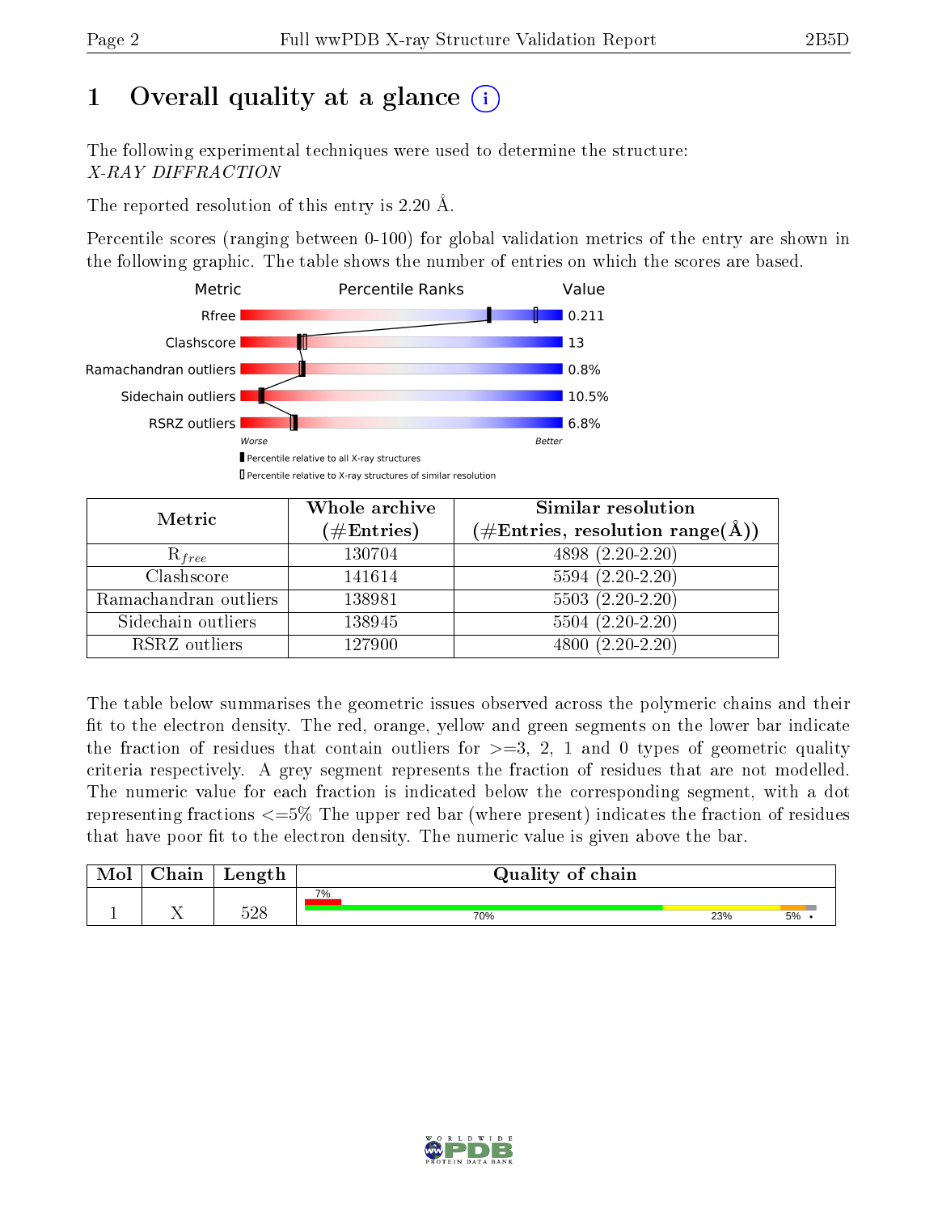# 1 Overall quality at a glance

The following experimental techniques were used to determine the structure:
*X-RAY DIFFRACTION*

The reported resolution of this entry is 2.20 Å.

Percentile scores (ranging between 0-100) for global validation metrics of the entry are shown in the following graphic. The table shows the number of entries on which the scores are based.

| Metric | Value |
|---|---|
| Rfree | 0.211 |
| Clashscore | 13 |
| Ramachandran outliers | 0.8% |
| Sidechain outliers | 10.5% |
| RSRZ outliers | 6.8% |

| Metric | Whole archive (#Entries) | Similar resolution (#Entries, resolution range(Å)) |
|---|---|---|
| $R_{free}$ | 130704 | 4898 (2.20-2.20) |
| Clashscore | 141614 | 5594 (2.20-2.20) |
| Ramachandran outliers | 138981 | 5503 (2.20-2.20) |
| Sidechain outliers | 138945 | 5504 (2.20-2.20) |
| RSRZ outliers | 127900 | 4800 (2.20-2.20) |

The table below summarises the geometric issues observed across the polymeric chains and their fit to the electron density. The red, orange, yellow and green segments on the lower bar indicate the fraction of residues that contain outliers for >=3, 2, 1 and 0 types of geometric quality criteria respectively. A grey segment represents the fraction of residues that are not modelled. The numeric value for each fraction is indicated below the corresponding segment, with a dot representing fractions <=5% The upper red bar (where present) indicates the fraction of residues that have poor fit to the electron density. The numeric value is given above the bar.

| Mol | Chain | Length | Quality of chain |
|---|---|---|---|
| 1 | X | 528 | 7% (poor fit); 70%, 23%, 5%, • |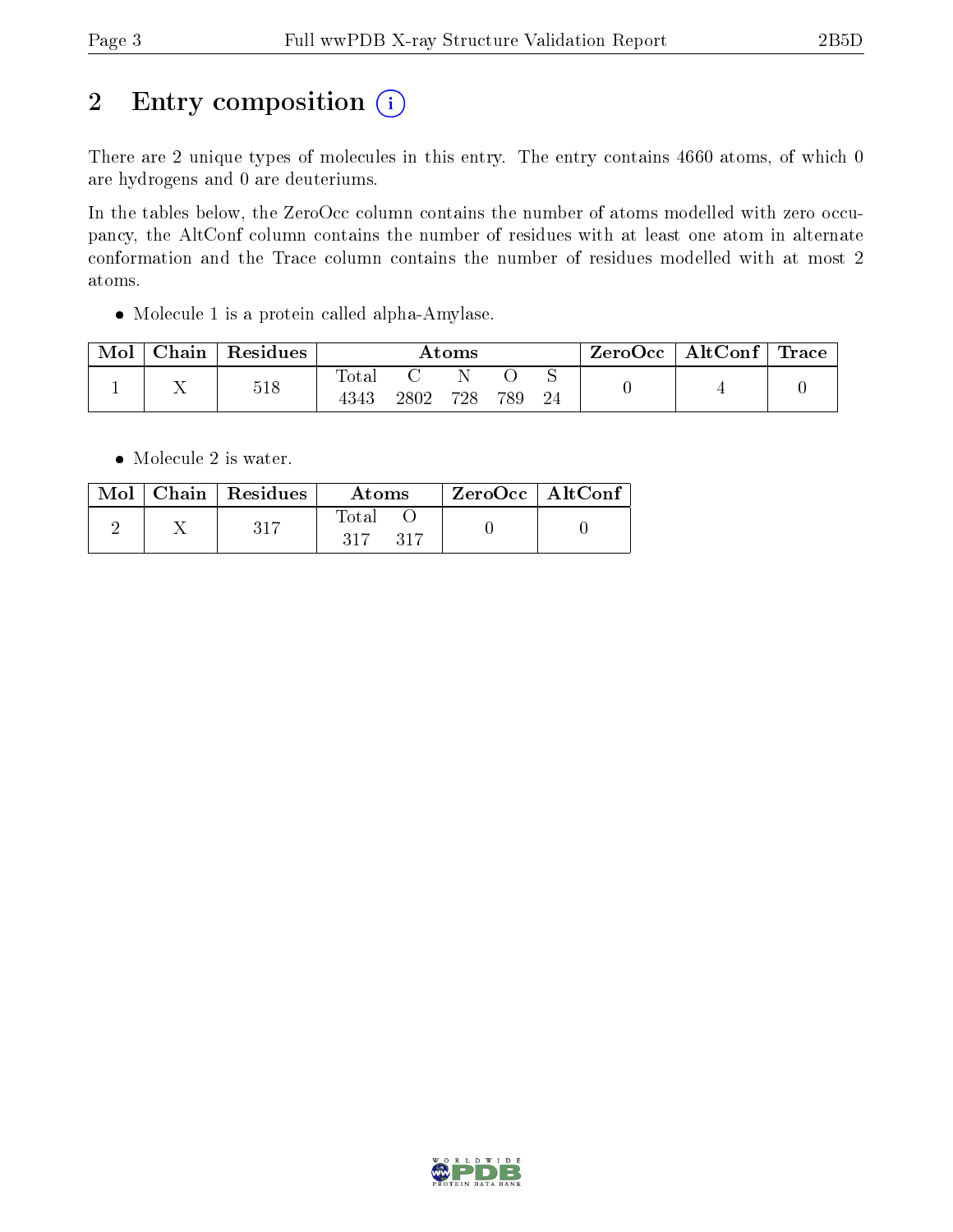# 2 Entry composition (i)

There are 2 unique types of molecules in this entry. The entry contains 4660 atoms, of which 0 are hydrogens and 0 are deuteriums.

In the tables below, the ZeroOcc column contains the number of atoms modelled with zero occupancy, the AltConf column contains the number of residues with at least one atom in alternate conformation and the Trace column contains the number of residues modelled with at most 2 atoms.

- Molecule 1 is a protein called alpha-Amylase.

| Mol | Chain | Residues | Atoms | | | | | ZeroOcc | AltConf | Trace |
|---|---|---|---|---|---|---|---|---|---|---|
| 1 | X | 518 | Total<br>4343 | C<br>2802 | N<br>728 | O<br>789 | S<br>24 | 0 | 4 | 0 |

- Molecule 2 is water.

| Mol | Chain | Residues | Atoms | | ZeroOcc | AltConf |
|---|---|---|---|---|---|---|
| 2 | X | 317 | Total<br>317 | O<br>317 | 0 | 0 |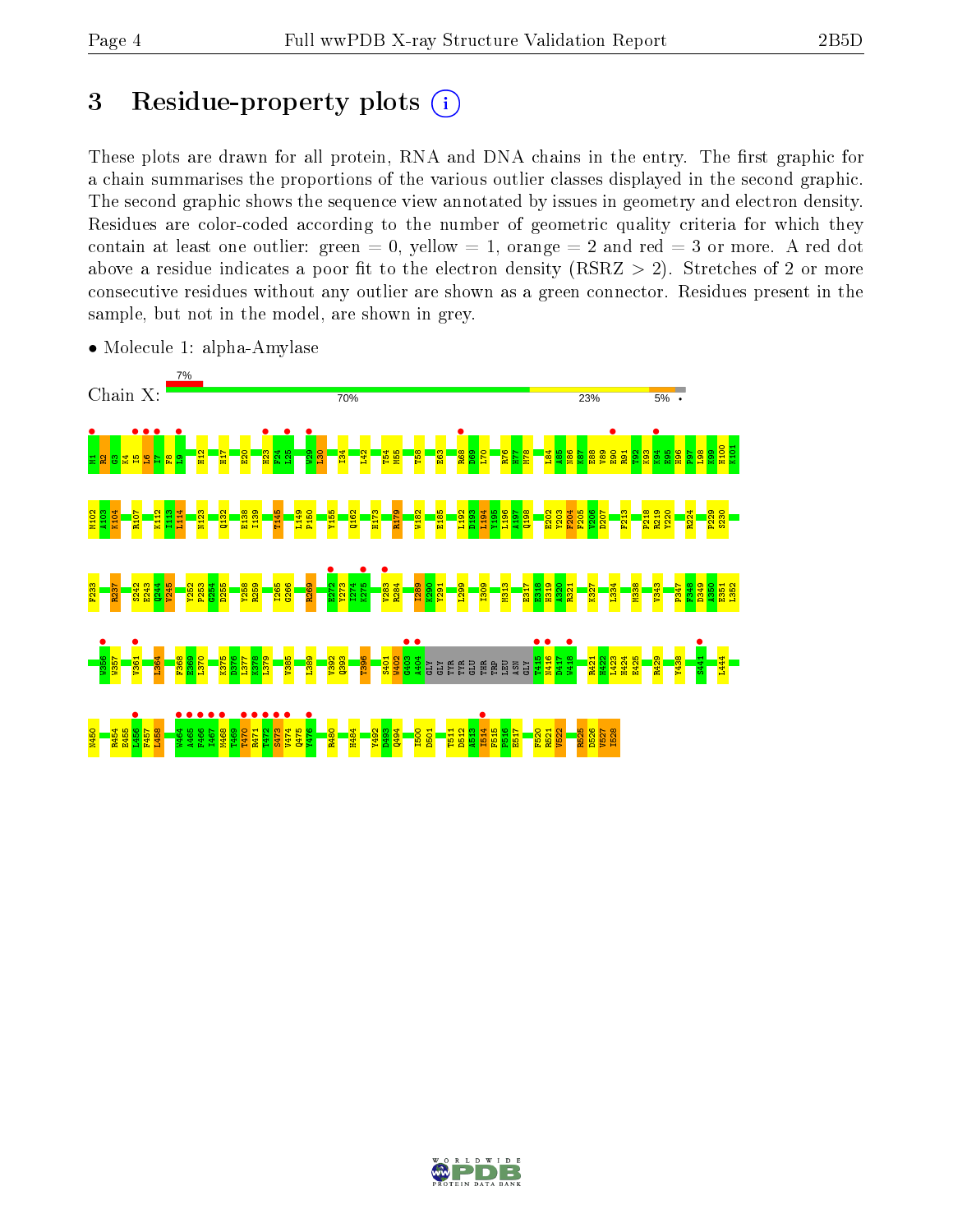# 3 Residue-property plots

These plots are drawn for all protein, RNA and DNA chains in the entry. The first graphic for a chain summarises the proportions of the various outlier classes displayed in the second graphic. The second graphic shows the sequence view annotated by issues in geometry and electron density. Residues are color-coded according to the number of geometric quality criteria for which they contain at least one outlier: green = 0, yellow = 1, orange = 2 and red = 3 or more. A red dot above a residue indicates a poor fit to the electron density (RSRZ > 2). Stretches of 2 or more consecutive residues without any outlier are shown as a green connector. Residues present in the sample, but not in the model, are shown in grey.

- Molecule 1: alpha-Amylase

Chain X: 7% | 70% | 23% | 5% | •

M1 R2 G3 K4 I5 L6 I7 F8 L9 H12 H17 E20 H23 F24 L25 W29 L30 I34 L42 T54 M55 T58 E63 R68 D69 L70 R76 N77 M78 L84 A85 N86 K87 E88 V89 E90 R91 T92 K93 K94 E95 H96 P97 L98 K99 H100 K101

N102 K103 K104 R107 K112 I113 L114 N123 Q132 E138 I139 T145 L149 P150 Y155 Q162 H173 R179 W182 E185 L192 D193 R194 P195 L196 A197 Q198 E202 Y203 F204 F205 V206 D207 F213 P218 R219 Y220 R224 P229 S230

F233 R237 S242 E243 Q244 V245 Y252 P253 G254 D255 Y258 R259 I265 G266 R269 E272 Y273 I274 K275 V283 R284 I289 K290 Y291 L299 I309 M313 E317 E318 H319 A320 R321 K327 L334 M338 V343 P347 F348 D349 A350 E351 L352

N356 W357 V361 I364 F368 E369 L370 K375 D376 L377 K378 L379 V385 L389 V392 Q393 T396 S401 W402 G403 A404 GLY GLY TYR TYR GLU THR TRP LEU ASN GLY T415 N416 D417 W418 R421 H422 L423 H424 E425 R429 Y438 S441 L444

N450 R454 E455 I456 F457 L458 W464 A465 F466 I467 M468 T469 T470 R471 I472 S473 V474 Q475 Y476 R480 H484 Y492 D493 Q494 I500 D501 T511 D512 A513 I514 F515 P516 E517 F520 R521 V522 R525 D526 V527 I528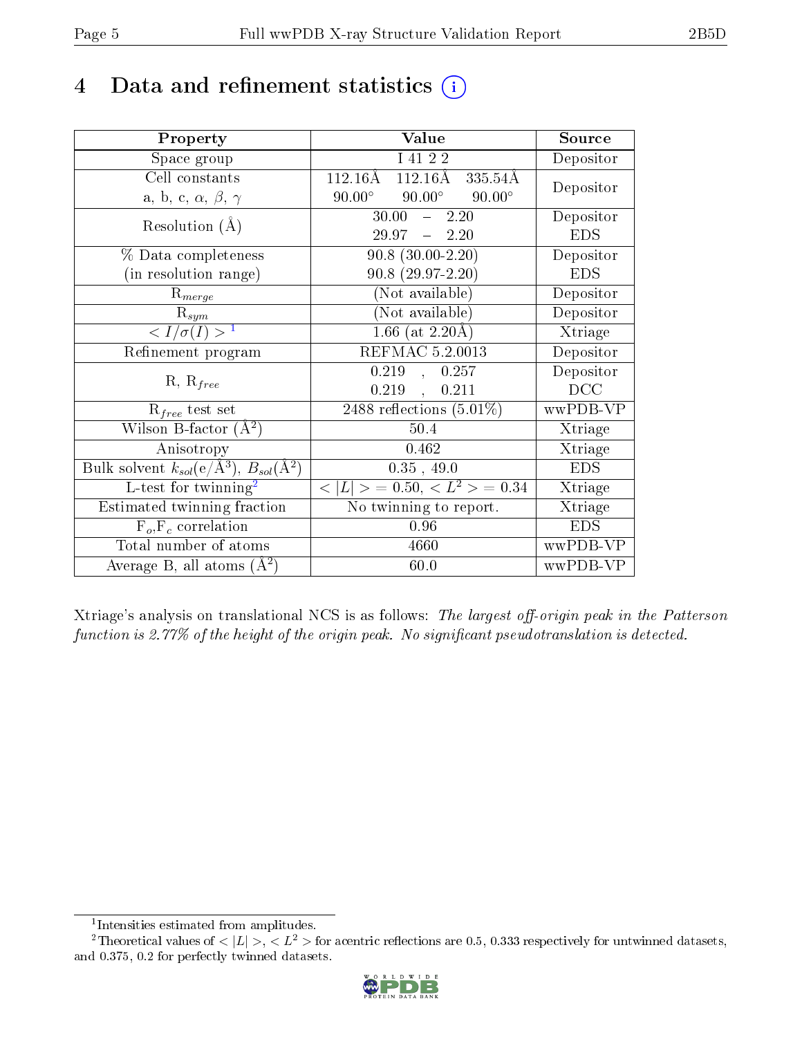# 4 Data and refinement statistics (i)

| Property | Value | Source |
|---|---|---|
| Space group | I 41 2 2 | Depositor |
| Cell constants<br>a, b, c, $\alpha$, $\beta$, $\gamma$ | 112.16Å 112.16Å 335.54Å<br>90.00° 90.00° 90.00° | Depositor |
| Resolution (Å) | 30.00 – 2.20<br>29.97 – 2.20 | Depositor<br>EDS |
| % Data completeness<br>(in resolution range) | 90.8 (30.00-2.20)<br>90.8 (29.97-2.20) | Depositor<br>EDS |
| $R_{merge}$ | (Not available) | Depositor |
| $R_{sym}$ | (Not available) | Depositor |
| $< I/\sigma(I) >$ [1] | 1.66 (at 2.20Å) | Xtriage |
| Refinement program | REFMAC 5.2.0013 | Depositor |
| R, $R_{free}$ | 0.219 , 0.257<br>0.219 , 0.211 | Depositor<br>DCC |
| $R_{free}$ test set | 2488 reflections (5.01%) | wwPDB-VP |
| Wilson B-factor (Å$^2$) | 50.4 | Xtriage |
| Anisotropy | 0.462 | Xtriage |
| Bulk solvent $k_{sol}$(e/Å$^3$), $B_{sol}$(Å$^2$) | 0.35 , 49.0 | EDS |
| L-test for twinning[2] | $< \|L\| > = 0.50$, $< L^2 > = 0.34$ | Xtriage |
| Estimated twinning fraction | No twinning to report. | Xtriage |
| $F_o$,$F_c$ correlation | 0.96 | EDS |
| Total number of atoms | 4660 | wwPDB-VP |
| Average B, all atoms (Å$^2$) | 60.0 | wwPDB-VP |

Xtriage's analysis on translational NCS is as follows: *The largest off-origin peak in the Patterson function is 2.77% of the height of the origin peak. No significant pseudotranslation is detected.*

[1] Intensities estimated from amplitudes.

[2] Theoretical values of $< |L| >$, $< L^2 >$ for acentric reflections are 0.5, 0.333 respectively for untwinned datasets, and 0.375, 0.2 for perfectly twinned datasets.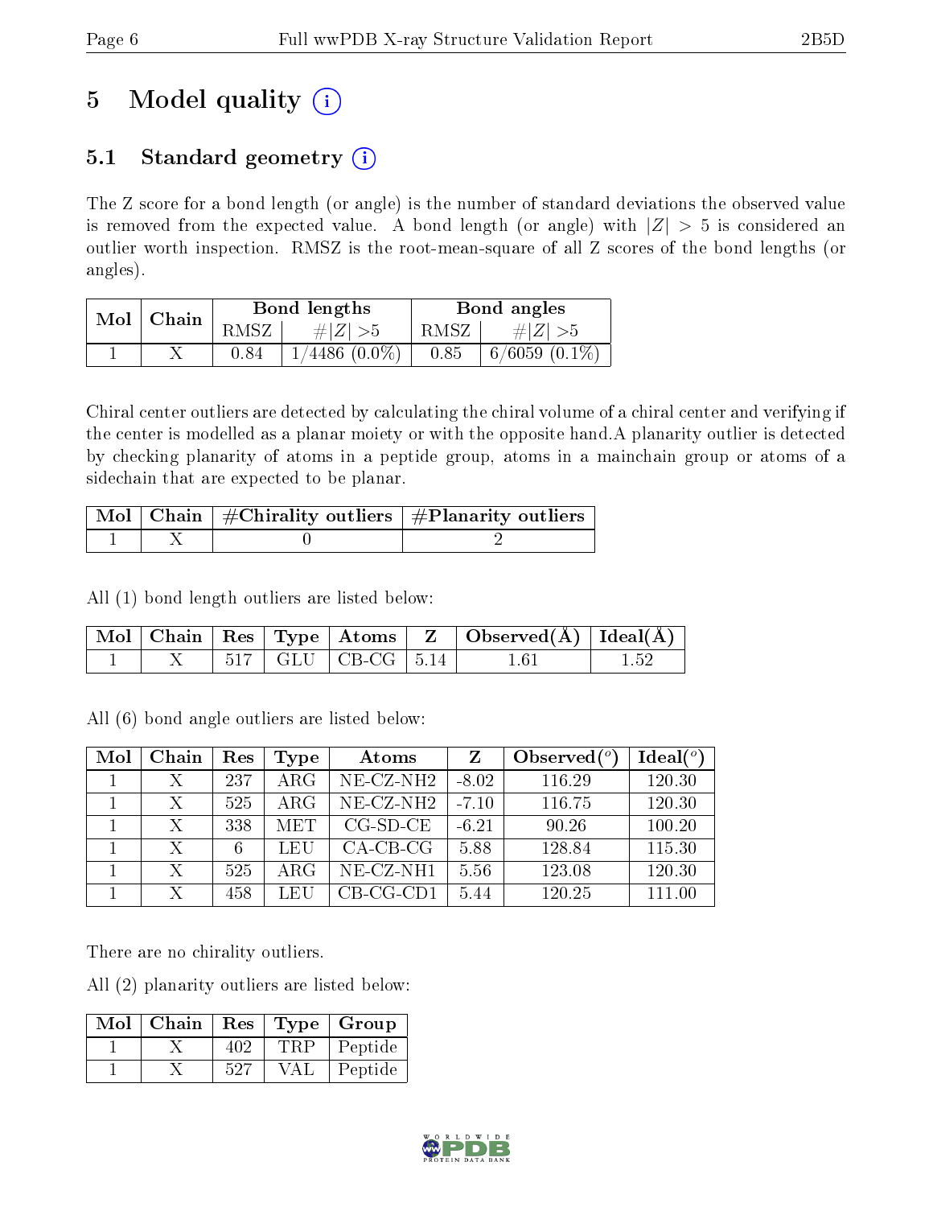# 5 Model quality (i)

## 5.1 Standard geometry (i)

The Z score for a bond length (or angle) is the number of standard deviations the observed value is removed from the expected value. A bond length (or angle) with $|Z| > 5$ is considered an outlier worth inspection. RMSZ is the root-mean-square of all Z scores of the bond lengths (or angles).

| Mol | Chain | Bond lengths | | Bond angles | |
|---|---|---|---|---|---|
| | | RMSZ | #\|Z\| >5 | RMSZ | #\|Z\| >5 |
| 1 | X | 0.84 | 1/4486 (0.0%) | 0.85 | 6/6059 (0.1%) |

Chiral center outliers are detected by calculating the chiral volume of a chiral center and verifying if the center is modelled as a planar moiety or with the opposite hand.A planarity outlier is detected by checking planarity of atoms in a peptide group, atoms in a mainchain group or atoms of a sidechain that are expected to be planar.

| Mol | Chain | #Chirality outliers | #Planarity outliers |
|---|---|---|---|
| 1 | X | 0 | 2 |

All (1) bond length outliers are listed below:

| Mol | Chain | Res | Type | Atoms | Z | Observed(Å) | Ideal(Å) |
|---|---|---|---|---|---|---|---|
| 1 | X | 517 | GLU | CB-CG | 5.14 | 1.61 | 1.52 |

All (6) bond angle outliers are listed below:

| Mol | Chain | Res | Type | Atoms | Z | Observed(°) | Ideal(°) |
|---|---|---|---|---|---|---|---|
| 1 | X | 237 | ARG | NE-CZ-NH2 | -8.02 | 116.29 | 120.30 |
| 1 | X | 525 | ARG | NE-CZ-NH2 | -7.10 | 116.75 | 120.30 |
| 1 | X | 338 | MET | CG-SD-CE | -6.21 | 90.26 | 100.20 |
| 1 | X | 6 | LEU | CA-CB-CG | 5.88 | 128.84 | 115.30 |
| 1 | X | 525 | ARG | NE-CZ-NH1 | 5.56 | 123.08 | 120.30 |
| 1 | X | 458 | LEU | CB-CG-CD1 | 5.44 | 120.25 | 111.00 |

There are no chirality outliers.

All (2) planarity outliers are listed below:

| Mol | Chain | Res | Type | Group |
|---|---|---|---|---|
| 1 | X | 402 | TRP | Peptide |
| 1 | X | 527 | VAL | Peptide |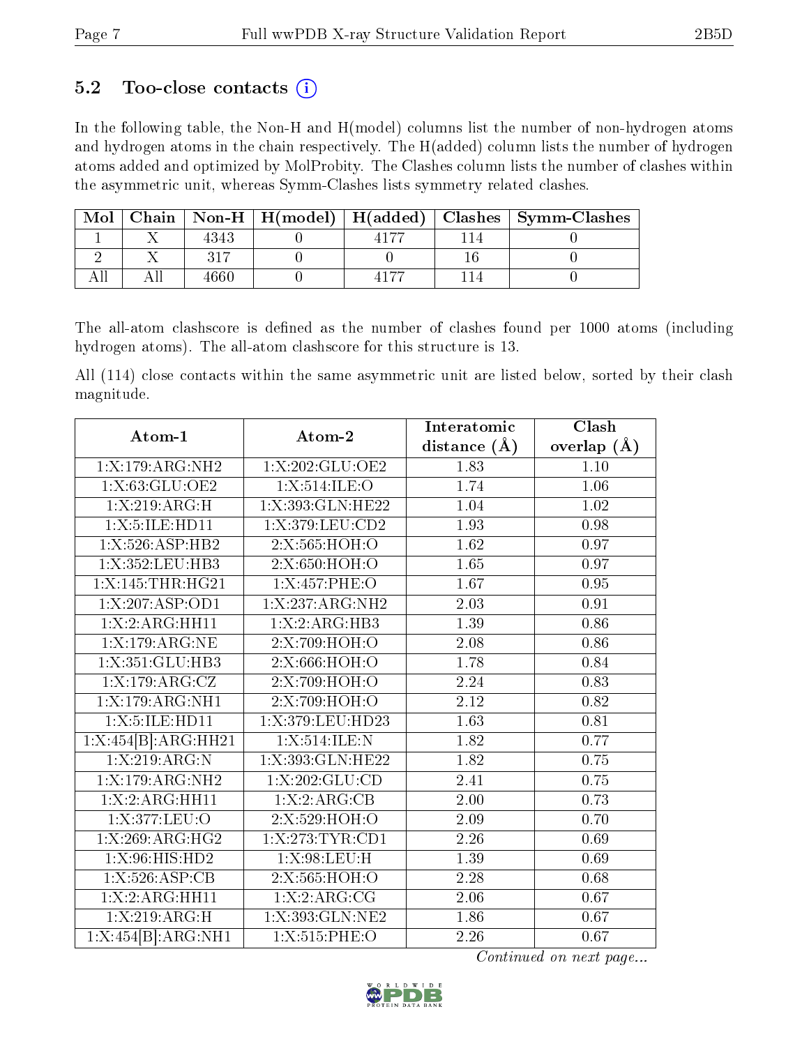### 5.2 Too-close contacts (i)

In the following table, the Non-H and H(model) columns list the number of non-hydrogen atoms and hydrogen atoms in the chain respectively. The H(added) column lists the number of hydrogen atoms added and optimized by MolProbity. The Clashes column lists the number of clashes within the asymmetric unit, whereas Symm-Clashes lists symmetry related clashes.

| Mol | Chain | Non-H | H(model) | H(added) | Clashes | Symm-Clashes |
|---|---|---|---|---|---|---|
| 1 | X | 4343 | 0 | 4177 | 114 | 0 |
| 2 | X | 317 | 0 | 0 | 16 | 0 |
| All | All | 4660 | 0 | 4177 | 114 | 0 |

The all-atom clashscore is defined as the number of clashes found per 1000 atoms (including hydrogen atoms). The all-atom clashscore for this structure is 13.

All (114) close contacts within the same asymmetric unit are listed below, sorted by their clash magnitude.

| Atom-1 | Atom-2 | Interatomic distance (Å) | Clash overlap (Å) |
|---|---|---|---|
| 1:X:179:ARG:NH2 | 1:X:202:GLU:OE2 | 1.83 | 1.10 |
| 1:X:63:GLU:OE2 | 1:X:514:ILE:O | 1.74 | 1.06 |
| 1:X:219:ARG:H | 1:X:393:GLN:HE22 | 1.04 | 1.02 |
| 1:X:5:ILE:HD11 | 1:X:379:LEU:CD2 | 1.93 | 0.98 |
| 1:X:526:ASP:HB2 | 2:X:565:HOH:O | 1.62 | 0.97 |
| 1:X:352:LEU:HB3 | 2:X:650:HOH:O | 1.65 | 0.97 |
| 1:X:145:THR:HG21 | 1:X:457:PHE:O | 1.67 | 0.95 |
| 1:X:207:ASP:OD1 | 1:X:237:ARG:NH2 | 2.03 | 0.91 |
| 1:X:2:ARG:HH11 | 1:X:2:ARG:HB3 | 1.39 | 0.86 |
| 1:X:179:ARG:NE | 2:X:709:HOH:O | 2.08 | 0.86 |
| 1:X:351:GLU:HB3 | 2:X:666:HOH:O | 1.78 | 0.84 |
| 1:X:179:ARG:CZ | 2:X:709:HOH:O | 2.24 | 0.83 |
| 1:X:179:ARG:NH1 | 2:X:709:HOH:O | 2.12 | 0.82 |
| 1:X:5:ILE:HD11 | 1:X:379:LEU:HD23 | 1.63 | 0.81 |
| 1:X:454[B]:ARG:HH21 | 1:X:514:ILE:N | 1.82 | 0.77 |
| 1:X:219:ARG:N | 1:X:393:GLN:HE22 | 1.82 | 0.75 |
| 1:X:179:ARG:NH2 | 1:X:202:GLU:CD | 2.41 | 0.75 |
| 1:X:2:ARG:HH11 | 1:X:2:ARG:CB | 2.00 | 0.73 |
| 1:X:377:LEU:O | 2:X:529:HOH:O | 2.09 | 0.70 |
| 1:X:269:ARG:HG2 | 1:X:273:TYR:CD1 | 2.26 | 0.69 |
| 1:X:96:HIS:HD2 | 1:X:98:LEU:H | 1.39 | 0.69 |
| 1:X:526:ASP:CB | 2:X:565:HOH:O | 2.28 | 0.68 |
| 1:X:2:ARG:HH11 | 1:X:2:ARG:CG | 2.06 | 0.67 |
| 1:X:219:ARG:H | 1:X:393:GLN:NE2 | 1.86 | 0.67 |
| 1:X:454[B]:ARG:NH1 | 1:X:515:PHE:O | 2.26 | 0.67 |

*Continued on next page...*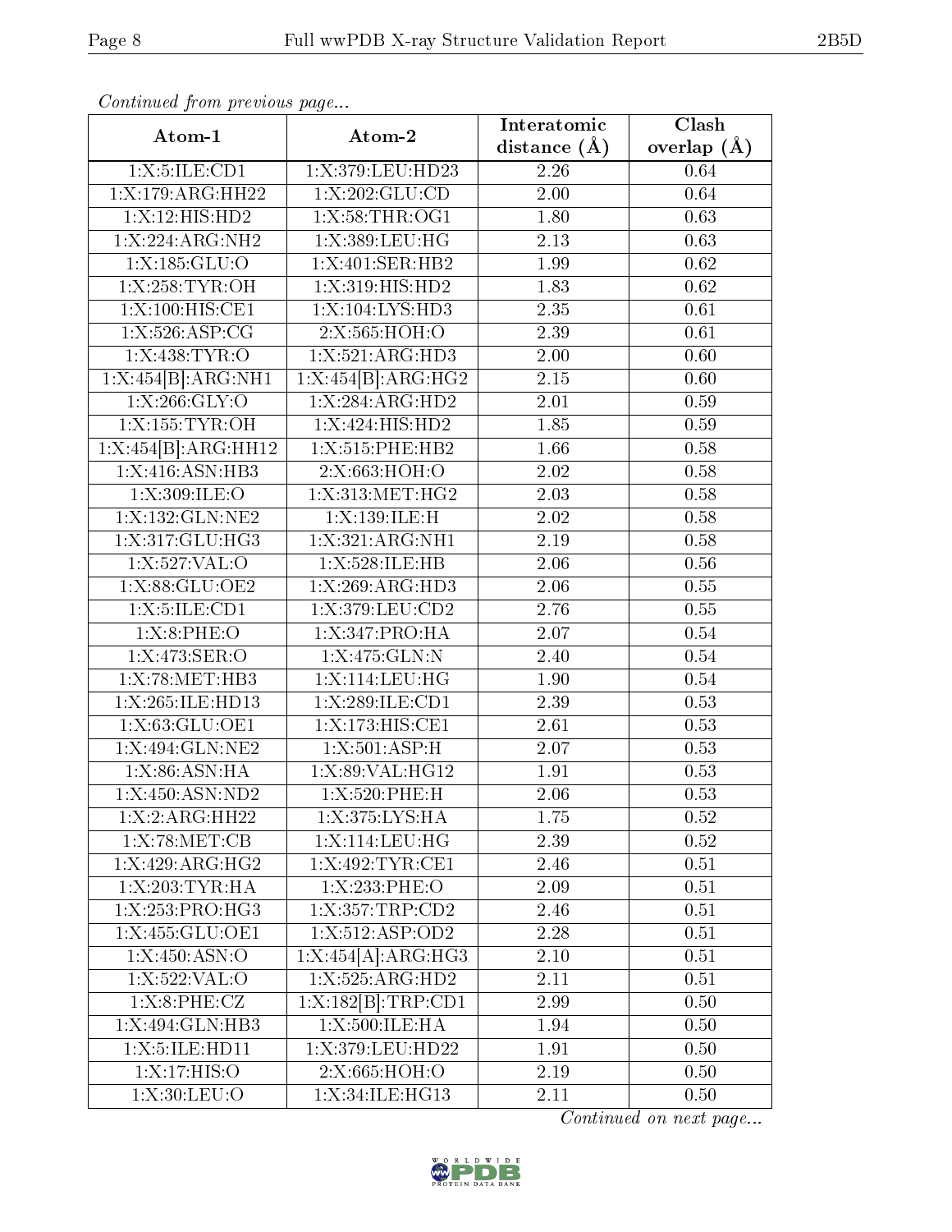*Continued from previous page...*

| Atom-1 | Atom-2 | Interatomic distance (Å) | Clash overlap (Å) |
|---|---|---|---|
| 1:X:5:ILE:CD1 | 1:X:379:LEU:HD23 | 2.26 | 0.64 |
| 1:X:179:ARG:HH22 | 1:X:202:GLU:CD | 2.00 | 0.64 |
| 1:X:12:HIS:HD2 | 1:X:58:THR:OG1 | 1.80 | 0.63 |
| 1:X:224:ARG:NH2 | 1:X:389:LEU:HG | 2.13 | 0.63 |
| 1:X:185:GLU:O | 1:X:401:SER:HB2 | 1.99 | 0.62 |
| 1:X:258:TYR:OH | 1:X:319:HIS:HD2 | 1.83 | 0.62 |
| 1:X:100:HIS:CE1 | 1:X:104:LYS:HD3 | 2.35 | 0.61 |
| 1:X:526:ASP:CG | 2:X:565:HOH:O | 2.39 | 0.61 |
| 1:X:438:TYR:O | 1:X:521:ARG:HD3 | 2.00 | 0.60 |
| 1:X:454[B]:ARG:NH1 | 1:X:454[B]:ARG:HG2 | 2.15 | 0.60 |
| 1:X:266:GLY:O | 1:X:284:ARG:HD2 | 2.01 | 0.59 |
| 1:X:155:TYR:OH | 1:X:424:HIS:HD2 | 1.85 | 0.59 |
| 1:X:454[B]:ARG:HH12 | 1:X:515:PHE:HB2 | 1.66 | 0.58 |
| 1:X:416:ASN:HB3 | 2:X:663:HOH:O | 2.02 | 0.58 |
| 1:X:309:ILE:O | 1:X:313:MET:HG2 | 2.03 | 0.58 |
| 1:X:132:GLN:NE2 | 1:X:139:ILE:H | 2.02 | 0.58 |
| 1:X:317:GLU:HG3 | 1:X:321:ARG:NH1 | 2.19 | 0.58 |
| 1:X:527:VAL:O | 1:X:528:ILE:HB | 2.06 | 0.56 |
| 1:X:88:GLU:OE2 | 1:X:269:ARG:HD3 | 2.06 | 0.55 |
| 1:X:5:ILE:CD1 | 1:X:379:LEU:CD2 | 2.76 | 0.55 |
| 1:X:8:PHE:O | 1:X:347:PRO:HA | 2.07 | 0.54 |
| 1:X:473:SER:O | 1:X:475:GLN:N | 2.40 | 0.54 |
| 1:X:78:MET:HB3 | 1:X:114:LEU:HG | 1.90 | 0.54 |
| 1:X:265:ILE:HD13 | 1:X:289:ILE:CD1 | 2.39 | 0.53 |
| 1:X:63:GLU:OE1 | 1:X:173:HIS:CE1 | 2.61 | 0.53 |
| 1:X:494:GLN:NE2 | 1:X:501:ASP:H | 2.07 | 0.53 |
| 1:X:86:ASN:HA | 1:X:89:VAL:HG12 | 1.91 | 0.53 |
| 1:X:450:ASN:ND2 | 1:X:520:PHE:H | 2.06 | 0.53 |
| 1:X:2:ARG:HH22 | 1:X:375:LYS:HA | 1.75 | 0.52 |
| 1:X:78:MET:CB | 1:X:114:LEU:HG | 2.39 | 0.52 |
| 1:X:429:ARG:HG2 | 1:X:492:TYR:CE1 | 2.46 | 0.51 |
| 1:X:203:TYR:HA | 1:X:233:PHE:O | 2.09 | 0.51 |
| 1:X:253:PRO:HG3 | 1:X:357:TRP:CD2 | 2.46 | 0.51 |
| 1:X:455:GLU:OE1 | 1:X:512:ASP:OD2 | 2.28 | 0.51 |
| 1:X:450:ASN:O | 1:X:454[A]:ARG:HG3 | 2.10 | 0.51 |
| 1:X:522:VAL:O | 1:X:525:ARG:HD2 | 2.11 | 0.51 |
| 1:X:8:PHE:CZ | 1:X:182[B]:TRP:CD1 | 2.99 | 0.50 |
| 1:X:494:GLN:HB3 | 1:X:500:ILE:HA | 1.94 | 0.50 |
| 1:X:5:ILE:HD11 | 1:X:379:LEU:HD22 | 1.91 | 0.50 |
| 1:X:17:HIS:O | 2:X:665:HOH:O | 2.19 | 0.50 |
| 1:X:30:LEU:O | 1:X:34:ILE:HG13 | 2.11 | 0.50 |

*Continued on next page...*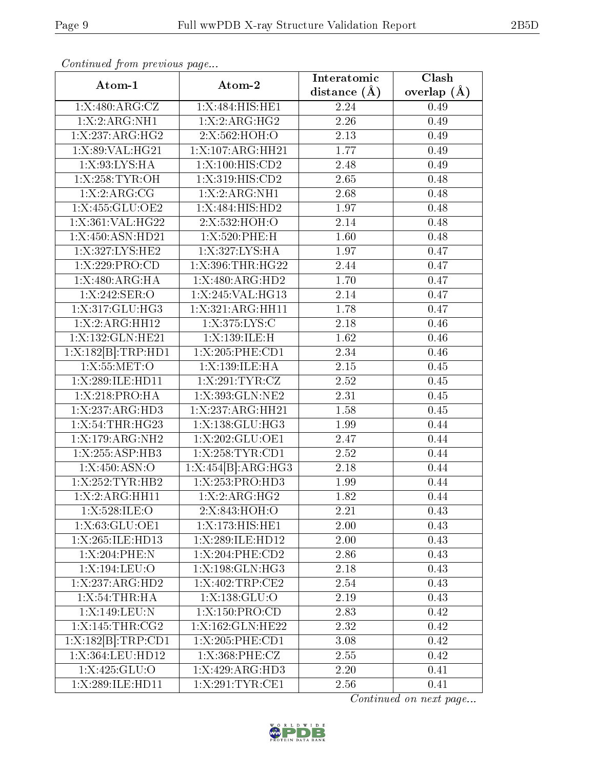*Continued from previous page...*

| Atom-1 | Atom-2 | Interatomic distance (Å) | Clash overlap (Å) |
|---|---|---|---|
| 1:X:480:ARG:CZ | 1:X:484:HIS:HE1 | 2.24 | 0.49 |
| 1:X:2:ARG:NH1 | 1:X:2:ARG:HG2 | 2.26 | 0.49 |
| 1:X:237:ARG:HG2 | 2:X:562:HOH:O | 2.13 | 0.49 |
| 1:X:89:VAL:HG21 | 1:X:107:ARG:HH21 | 1.77 | 0.49 |
| 1:X:93:LYS:HA | 1:X:100:HIS:CD2 | 2.48 | 0.49 |
| 1:X:258:TYR:OH | 1:X:319:HIS:CD2 | 2.65 | 0.48 |
| 1:X:2:ARG:CG | 1:X:2:ARG:NH1 | 2.68 | 0.48 |
| 1:X:455:GLU:OE2 | 1:X:484:HIS:HD2 | 1.97 | 0.48 |
| 1:X:361:VAL:HG22 | 2:X:532:HOH:O | 2.14 | 0.48 |
| 1:X:450:ASN:HD21 | 1:X:520:PHE:H | 1.60 | 0.48 |
| 1:X:327:LYS:HE2 | 1:X:327:LYS:HA | 1.97 | 0.47 |
| 1:X:229:PRO:CD | 1:X:396:THR:HG22 | 2.44 | 0.47 |
| 1:X:480:ARG:HA | 1:X:480:ARG:HD2 | 1.70 | 0.47 |
| 1:X:242:SER:O | 1:X:245:VAL:HG13 | 2.14 | 0.47 |
| 1:X:317:GLU:HG3 | 1:X:321:ARG:HH11 | 1.78 | 0.47 |
| 1:X:2:ARG:HH12 | 1:X:375:LYS:C | 2.18 | 0.46 |
| 1:X:132:GLN:HE21 | 1:X:139:ILE:H | 1.62 | 0.46 |
| 1:X:182[B]:TRP:HD1 | 1:X:205:PHE:CD1 | 2.34 | 0.46 |
| 1:X:55:MET:O | 1:X:139:ILE:HA | 2.15 | 0.45 |
| 1:X:289:ILE:HD11 | 1:X:291:TYR:CZ | 2.52 | 0.45 |
| 1:X:218:PRO:HA | 1:X:393:GLN:NE2 | 2.31 | 0.45 |
| 1:X:237:ARG:HD3 | 1:X:237:ARG:HH21 | 1.58 | 0.45 |
| 1:X:54:THR:HG23 | 1:X:138:GLU:HG3 | 1.99 | 0.44 |
| 1:X:179:ARG:NH2 | 1:X:202:GLU:OE1 | 2.47 | 0.44 |
| 1:X:255:ASP:HB3 | 1:X:258:TYR:CD1 | 2.52 | 0.44 |
| 1:X:450:ASN:O | 1:X:454[B]:ARG:HG3 | 2.18 | 0.44 |
| 1:X:252:TYR:HB2 | 1:X:253:PRO:HD3 | 1.99 | 0.44 |
| 1:X:2:ARG:HH11 | 1:X:2:ARG:HG2 | 1.82 | 0.44 |
| 1:X:528:ILE:O | 2:X:843:HOH:O | 2.21 | 0.43 |
| 1:X:63:GLU:OE1 | 1:X:173:HIS:HE1 | 2.00 | 0.43 |
| 1:X:265:ILE:HD13 | 1:X:289:ILE:HD12 | 2.00 | 0.43 |
| 1:X:204:PHE:N | 1:X:204:PHE:CD2 | 2.86 | 0.43 |
| 1:X:194:LEU:O | 1:X:198:GLN:HG3 | 2.18 | 0.43 |
| 1:X:237:ARG:HD2 | 1:X:402:TRP:CE2 | 2.54 | 0.43 |
| 1:X:54:THR:HA | 1:X:138:GLU:O | 2.19 | 0.43 |
| 1:X:149:LEU:N | 1:X:150:PRO:CD | 2.83 | 0.42 |
| 1:X:145:THR:CG2 | 1:X:162:GLN:HE22 | 2.32 | 0.42 |
| 1:X:182[B]:TRP:CD1 | 1:X:205:PHE:CD1 | 3.08 | 0.42 |
| 1:X:364:LEU:HD12 | 1:X:368:PHE:CZ | 2.55 | 0.42 |
| 1:X:425:GLU:O | 1:X:429:ARG:HD3 | 2.20 | 0.41 |
| 1:X:289:ILE:HD11 | 1:X:291:TYR:CE1 | 2.56 | 0.41 |

*Continued on next page...*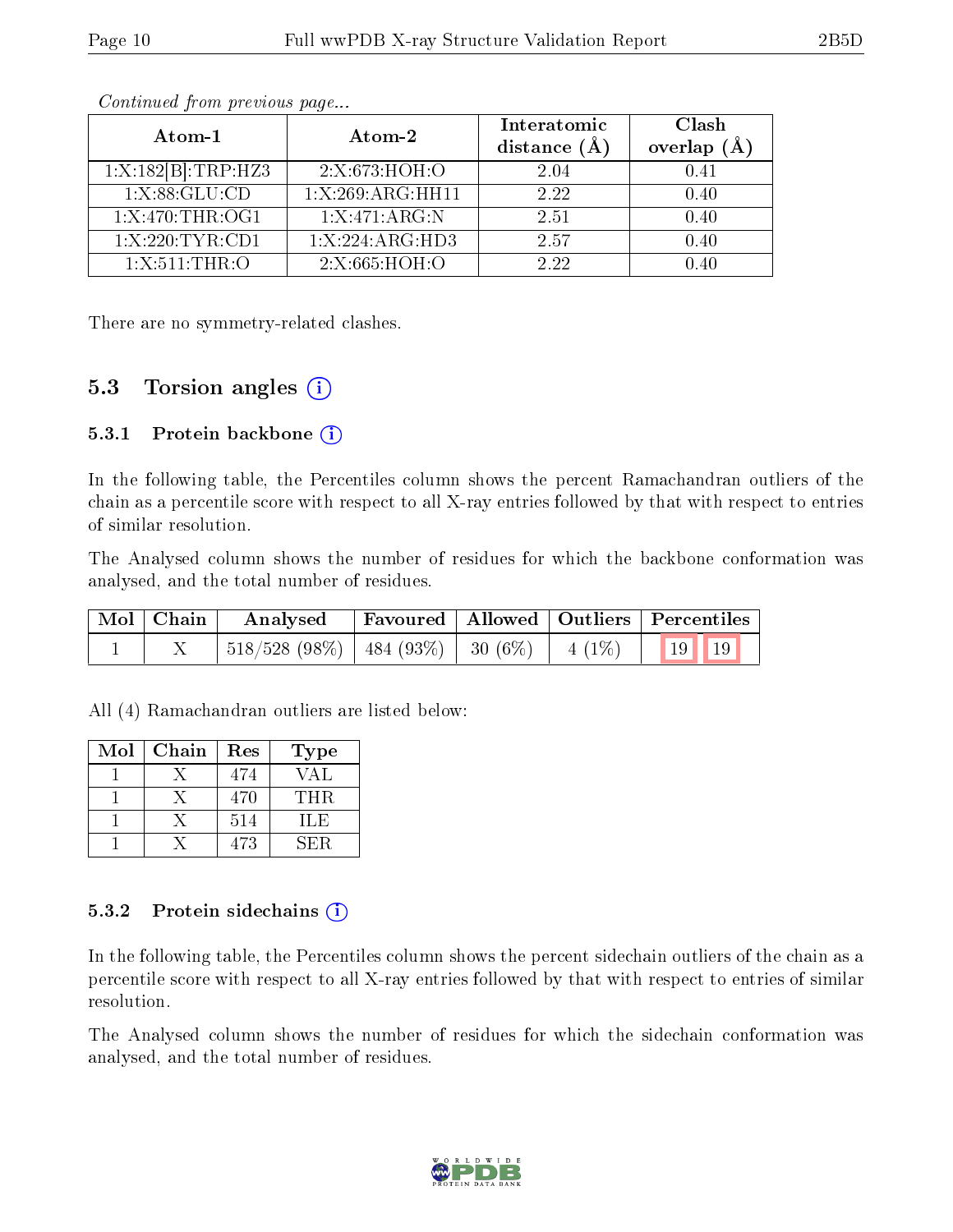*Continued from previous page...*

| Atom-1 | Atom-2 | Interatomic distance (Å) | Clash overlap (Å) |
|---|---|---|---|
| 1:X:182[B]:TRP:HZ3 | 2:X:673:HOH:O | 2.04 | 0.41 |
| 1:X:88:GLU:CD | 1:X:269:ARG:HH11 | 2.22 | 0.40 |
| 1:X:470:THR:OG1 | 1:X:471:ARG:N | 2.51 | 0.40 |
| 1:X:220:TYR:CD1 | 1:X:224:ARG:HD3 | 2.57 | 0.40 |
| 1:X:511:THR:O | 2:X:665:HOH:O | 2.22 | 0.40 |

There are no symmetry-related clashes.

## 5.3 Torsion angles

### 5.3.1 Protein backbone

In the following table, the Percentiles column shows the percent Ramachandran outliers of the chain as a percentile score with respect to all X-ray entries followed by that with respect to entries of similar resolution.

The Analysed column shows the number of residues for which the backbone conformation was analysed, and the total number of residues.

| Mol | Chain | Analysed | Favoured | Allowed | Outliers | Percentiles | |
|---|---|---|---|---|---|---|---|
| 1 | X | 518/528 (98%) | 484 (93%) | 30 (6%) | 4 (1%) | 19 | 19 |

All (4) Ramachandran outliers are listed below:

| Mol | Chain | Res | Type |
|---|---|---|---|
| 1 | X | 474 | VAL |
| 1 | X | 470 | THR |
| 1 | X | 514 | ILE |
| 1 | X | 473 | SER |

### 5.3.2 Protein sidechains

In the following table, the Percentiles column shows the percent sidechain outliers of the chain as a percentile score with respect to all X-ray entries followed by that with respect to entries of similar resolution.

The Analysed column shows the number of residues for which the sidechain conformation was analysed, and the total number of residues.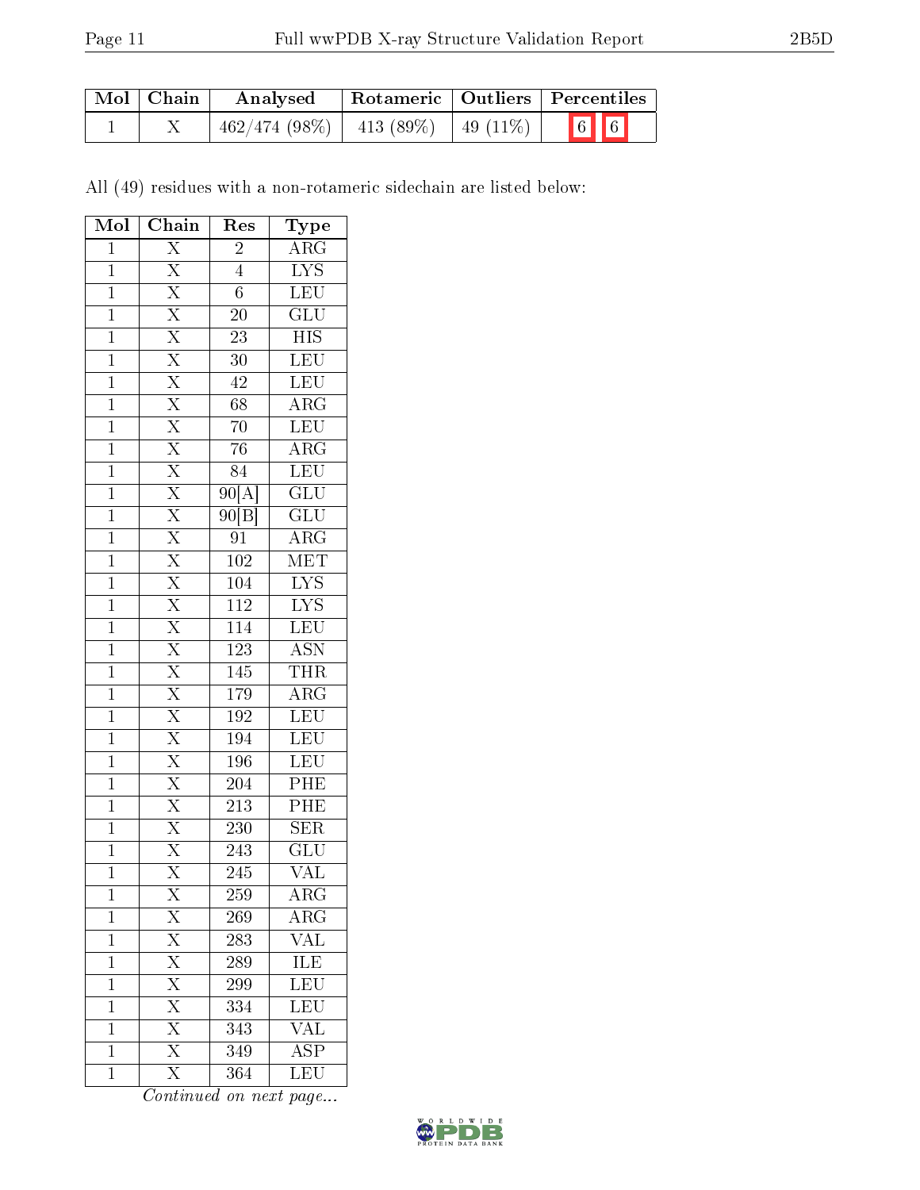| Mol | Chain | Analysed | Rotameric | Outliers | Percentiles |
|---|---|---|---|---|---|
| 1 | X | 462/474 (98%) | 413 (89%) | 49 (11%) | 6 6 |

All (49) residues with a non-rotameric sidechain are listed below:

| Mol | Chain | Res | Type |
|---|---|---|---|
| 1 | X | 2 | ARG |
| 1 | X | 4 | LYS |
| 1 | X | 6 | LEU |
| 1 | X | 20 | GLU |
| 1 | X | 23 | HIS |
| 1 | X | 30 | LEU |
| 1 | X | 42 | LEU |
| 1 | X | 68 | ARG |
| 1 | X | 70 | LEU |
| 1 | X | 76 | ARG |
| 1 | X | 84 | LEU |
| 1 | X | 90[A] | GLU |
| 1 | X | 90[B] | GLU |
| 1 | X | 91 | ARG |
| 1 | X | 102 | MET |
| 1 | X | 104 | LYS |
| 1 | X | 112 | LYS |
| 1 | X | 114 | LEU |
| 1 | X | 123 | ASN |
| 1 | X | 145 | THR |
| 1 | X | 179 | ARG |
| 1 | X | 192 | LEU |
| 1 | X | 194 | LEU |
| 1 | X | 196 | LEU |
| 1 | X | 204 | PHE |
| 1 | X | 213 | PHE |
| 1 | X | 230 | SER |
| 1 | X | 243 | GLU |
| 1 | X | 245 | VAL |
| 1 | X | 259 | ARG |
| 1 | X | 269 | ARG |
| 1 | X | 283 | VAL |
| 1 | X | 289 | ILE |
| 1 | X | 299 | LEU |
| 1 | X | 334 | LEU |
| 1 | X | 343 | VAL |
| 1 | X | 349 | ASP |
| 1 | X | 364 | LEU |

*Continued on next page...*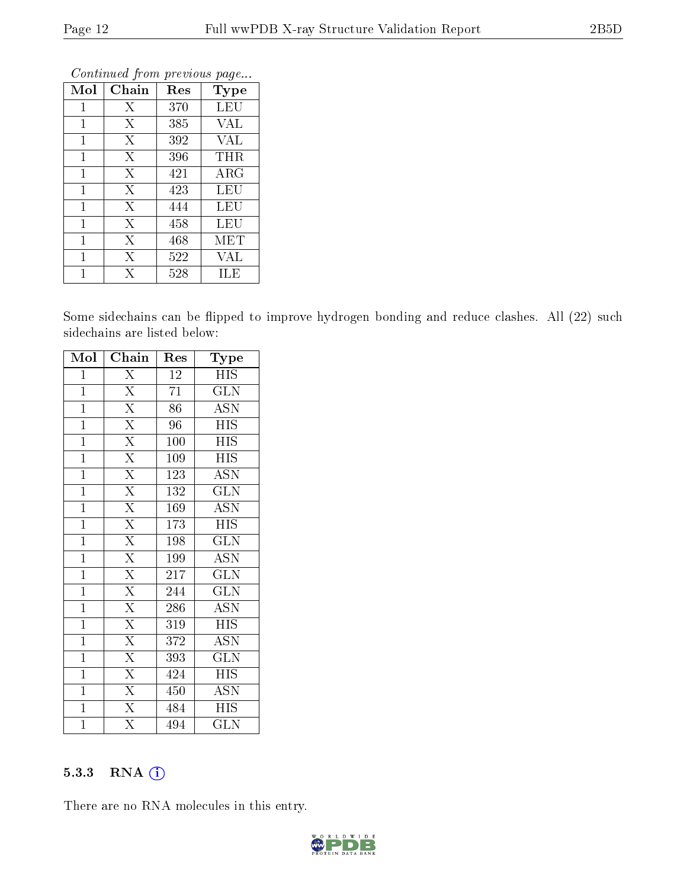*Continued from previous page...*

| Mol | Chain | Res | Type |
|---|---|---|---|
| 1 | X | 370 | LEU |
| 1 | X | 385 | VAL |
| 1 | X | 392 | VAL |
| 1 | X | 396 | THR |
| 1 | X | 421 | ARG |
| 1 | X | 423 | LEU |
| 1 | X | 444 | LEU |
| 1 | X | 458 | LEU |
| 1 | X | 468 | MET |
| 1 | X | 522 | VAL |
| 1 | X | 528 | ILE |

Some sidechains can be flipped to improve hydrogen bonding and reduce clashes. All (22) such sidechains are listed below:

| Mol | Chain | Res | Type |
|---|---|---|---|
| 1 | X | 12 | HIS |
| 1 | X | 71 | GLN |
| 1 | X | 86 | ASN |
| 1 | X | 96 | HIS |
| 1 | X | 100 | HIS |
| 1 | X | 109 | HIS |
| 1 | X | 123 | ASN |
| 1 | X | 132 | GLN |
| 1 | X | 169 | ASN |
| 1 | X | 173 | HIS |
| 1 | X | 198 | GLN |
| 1 | X | 199 | ASN |
| 1 | X | 217 | GLN |
| 1 | X | 244 | GLN |
| 1 | X | 286 | ASN |
| 1 | X | 319 | HIS |
| 1 | X | 372 | ASN |
| 1 | X | 393 | GLN |
| 1 | X | 424 | HIS |
| 1 | X | 450 | ASN |
| 1 | X | 484 | HIS |
| 1 | X | 494 | GLN |

### 5.3.3 RNA

There are no RNA molecules in this entry.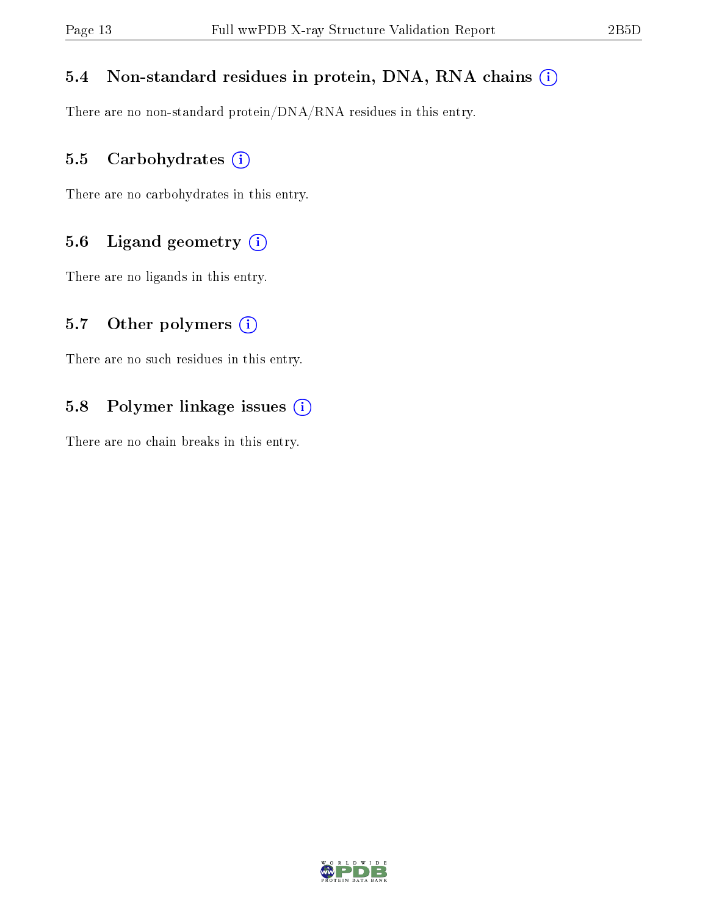### 5.4 Non-standard residues in protein, DNA, RNA chains (i)

There are no non-standard protein/DNA/RNA residues in this entry.

### 5.5 Carbohydrates (i)

There are no carbohydrates in this entry.

### 5.6 Ligand geometry (i)

There are no ligands in this entry.

### 5.7 Other polymers (i)

There are no such residues in this entry.

### 5.8 Polymer linkage issues (i)

There are no chain breaks in this entry.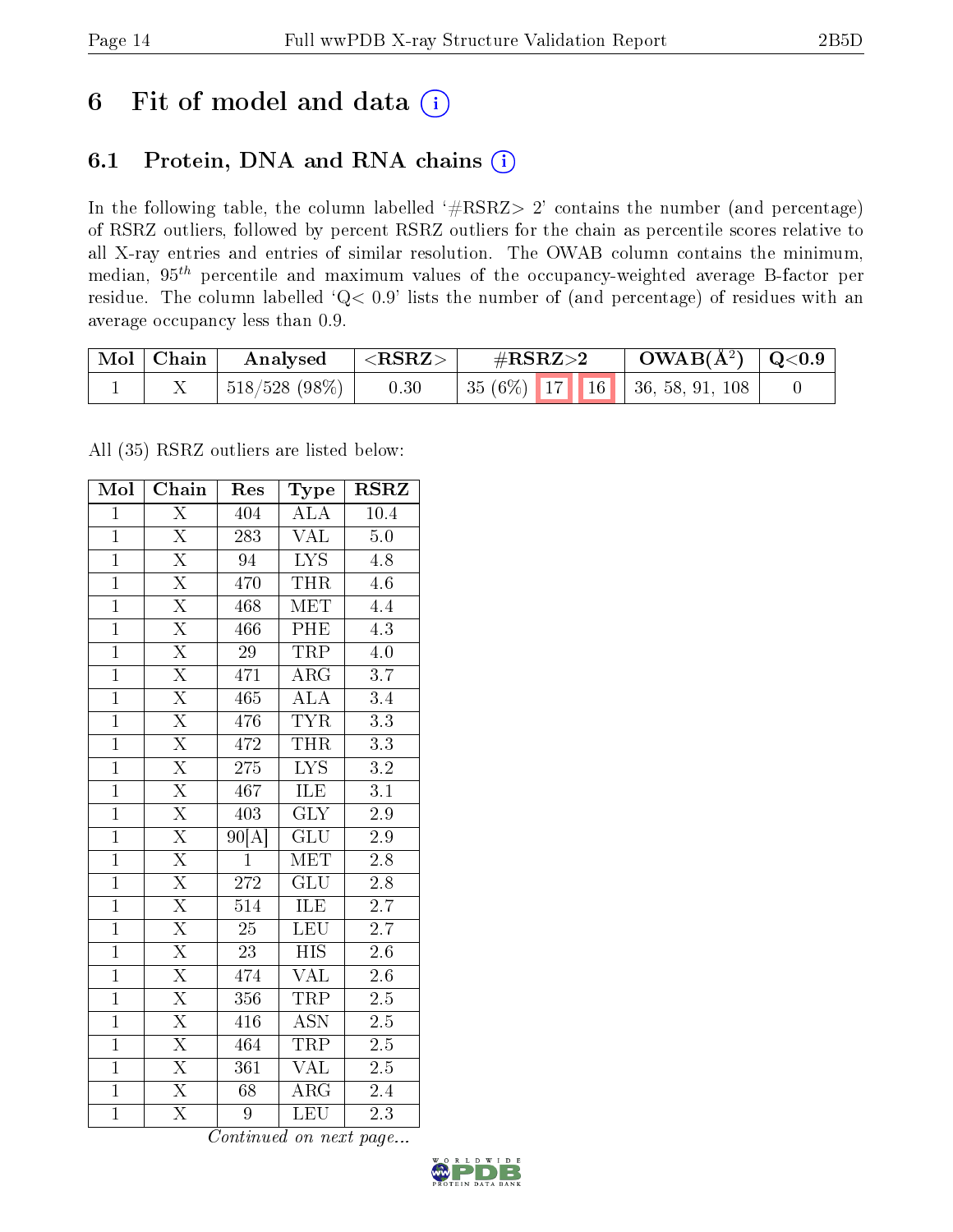# 6 Fit of model and data

## 6.1 Protein, DNA and RNA chains

In the following table, the column labelled '#RSRZ> 2' contains the number (and percentage) of RSRZ outliers, followed by percent RSRZ outliers for the chain as percentile scores relative to all X-ray entries and entries of similar resolution. The OWAB column contains the minimum, median, $95^{th}$ percentile and maximum values of the occupancy-weighted average B-factor per residue. The column labelled 'Q< 0.9' lists the number of (and percentage) of residues with an average occupancy less than 0.9.

| Mol | Chain | Analysed | <RSRZ> | #RSRZ>2 | | | OWAB(Å$^2$) | Q<0.9 |
|---|---|---|---|---|---|---|---|---|
| 1 | X | 518/528 (98%) | 0.30 | 35 (6%) | 17 | 16 | 36, 58, 91, 108 | 0 |

All (35) RSRZ outliers are listed below:

| Mol | Chain | Res | Type | RSRZ |
|---|---|---|---|---|
| 1 | X | 404 | ALA | 10.4 |
| 1 | X | 283 | VAL | 5.0 |
| 1 | X | 94 | LYS | 4.8 |
| 1 | X | 470 | THR | 4.6 |
| 1 | X | 468 | MET | 4.4 |
| 1 | X | 466 | PHE | 4.3 |
| 1 | X | 29 | TRP | 4.0 |
| 1 | X | 471 | ARG | 3.7 |
| 1 | X | 465 | ALA | 3.4 |
| 1 | X | 476 | TYR | 3.3 |
| 1 | X | 472 | THR | 3.3 |
| 1 | X | 275 | LYS | 3.2 |
| 1 | X | 467 | ILE | 3.1 |
| 1 | X | 403 | GLY | 2.9 |
| 1 | X | 90[A] | GLU | 2.9 |
| 1 | X | 1 | MET | 2.8 |
| 1 | X | 272 | GLU | 2.8 |
| 1 | X | 514 | ILE | 2.7 |
| 1 | X | 25 | LEU | 2.7 |
| 1 | X | 23 | HIS | 2.6 |
| 1 | X | 474 | VAL | 2.6 |
| 1 | X | 356 | TRP | 2.5 |
| 1 | X | 416 | ASN | 2.5 |
| 1 | X | 464 | TRP | 2.5 |
| 1 | X | 361 | VAL | 2.5 |
| 1 | X | 68 | ARG | 2.4 |
| 1 | X | 9 | LEU | 2.3 |

*Continued on next page...*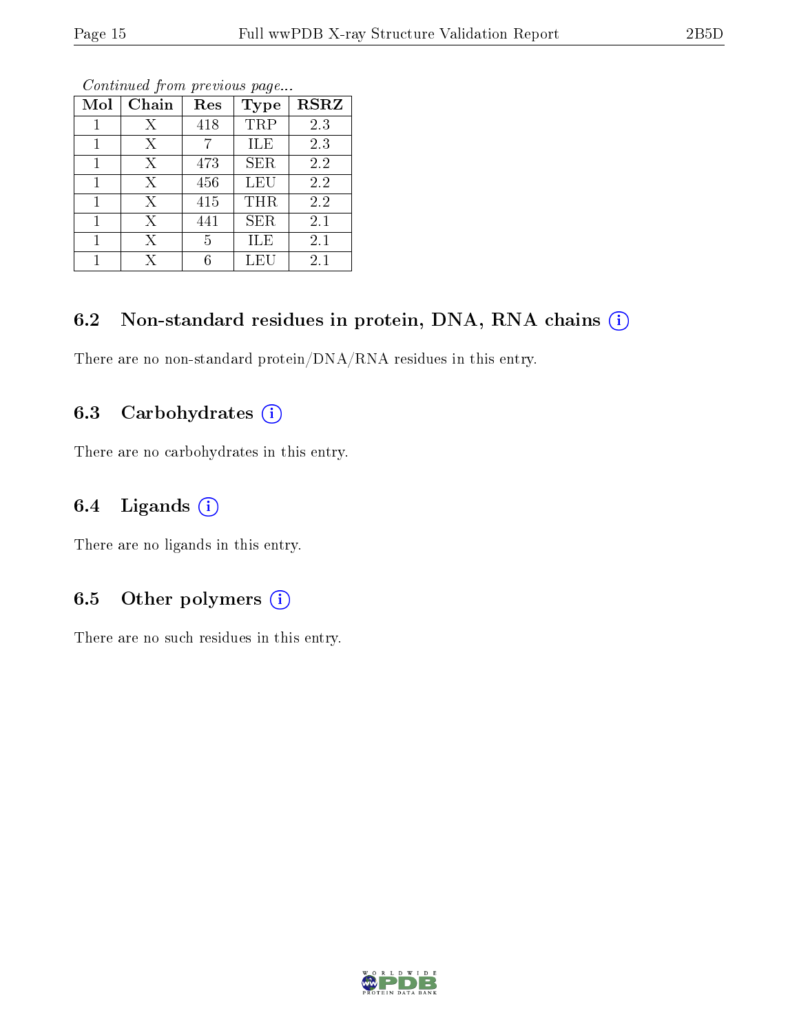*Continued from previous page...*

| Mol | Chain | Res | Type | RSRZ |
|---|---|---|---|---|
| 1 | X | 418 | TRP | 2.3 |
| 1 | X | 7 | ILE | 2.3 |
| 1 | X | 473 | SER | 2.2 |
| 1 | X | 456 | LEU | 2.2 |
| 1 | X | 415 | THR | 2.2 |
| 1 | X | 441 | SER | 2.1 |
| 1 | X | 5 | ILE | 2.1 |
| 1 | X | 6 | LEU | 2.1 |

### 6.2 Non-standard residues in protein, DNA, RNA chains (i)

There are no non-standard protein/DNA/RNA residues in this entry.

### 6.3 Carbohydrates (i)

There are no carbohydrates in this entry.

### 6.4 Ligands (i)

There are no ligands in this entry.

### 6.5 Other polymers (i)

There are no such residues in this entry.